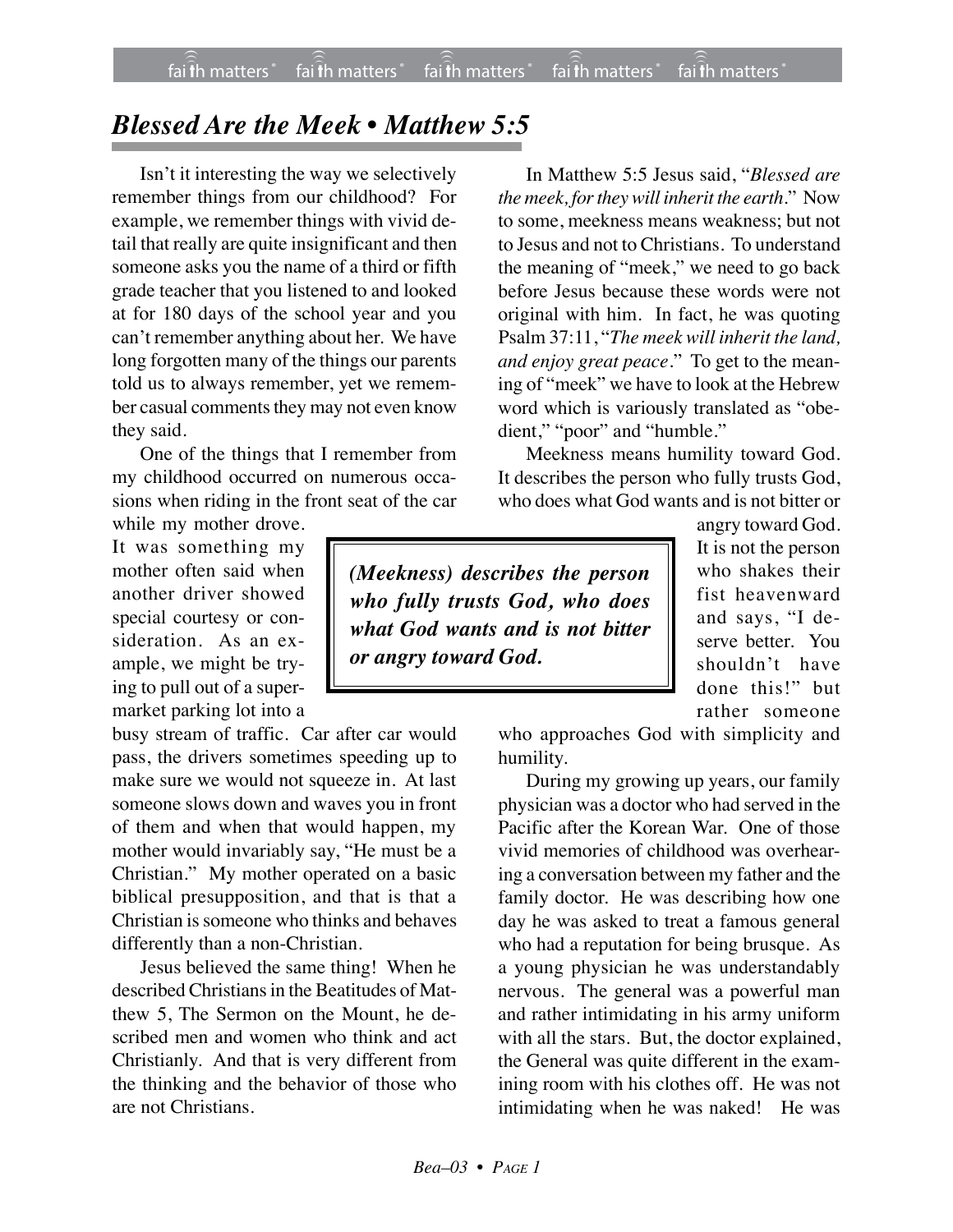# *Blessed Are the Meek • Matthew 5:5*

Isn't it interesting the way we selectively remember things from our childhood? For example, we remember things with vivid detail that really are quite insignificant and then someone asks you the name of a third or fifth grade teacher that you listened to and looked at for 180 days of the school year and you can't remember anything about her. We have long forgotten many of the things our parents told us to always remember, yet we remember casual comments they may not even know they said.

One of the things that I remember from my childhood occurred on numerous occasions when riding in the front seat of the car while my mother drove. It was something my mother often said when another driver showed special courtesy or consideration. As an example, we might be trying to pull out of a supermarket parking lot into a busy stream of traffic. Car after car would pass, the drivers sometimes speeding up to make sure we would not squeeze in. At last someone slows down and waves you in front of them and when that would happen, my mother would invariably say, "He must be a Christian." My mother operated on a basic biblical presupposition, and that is that a Christian is someone who thinks and behaves differently than a non-Christian.

Jesus believed the same thing! When he described Christians in the Beatitudes of Matthew 5, The Sermon on the Mount, he described men and women who think and act Christianly. And that is very different from the thinking and the behavior of those who are not Christians.

In Matthew 5:5 Jesus said, "*Blessed are the meek, for they will inherit the earth*." Now to some, meekness means weakness; but not to Jesus and not to Christians. To understand the meaning of "meek," we need to go back before Jesus because these words were not original with him. In fact, he was quoting Psalm 37:11, "*The meek will inherit the land, and enjoy great peace*." To get to the meaning of "meek" we have to look at the Hebrew word which is variously translated as "obedient," "poor" and "humble."

Meekness means humility toward God. It describes the person who fully trusts God, who does what God wants and is not bitter or angry toward God. It is not the person who shakes their fist heavenward and says, "I deserve better. You shouldn't have done this!" but rather someone who approaches God with simplicity and humility.

> ***(Meekness) describes the person who fully trusts God, who does what God wants and is not bitter or angry toward God.***

During my growing up years, our family physician was a doctor who had served in the Pacific after the Korean War. One of those vivid memories of childhood was overhearing a conversation between my father and the family doctor. He was describing how one day he was asked to treat a famous general who had a reputation for being brusque. As a young physician he was understandably nervous. The general was a powerful man and rather intimidating in his army uniform with all the stars. But, the doctor explained, the General was quite different in the examining room with his clothes off. He was not intimidating when he was naked! He was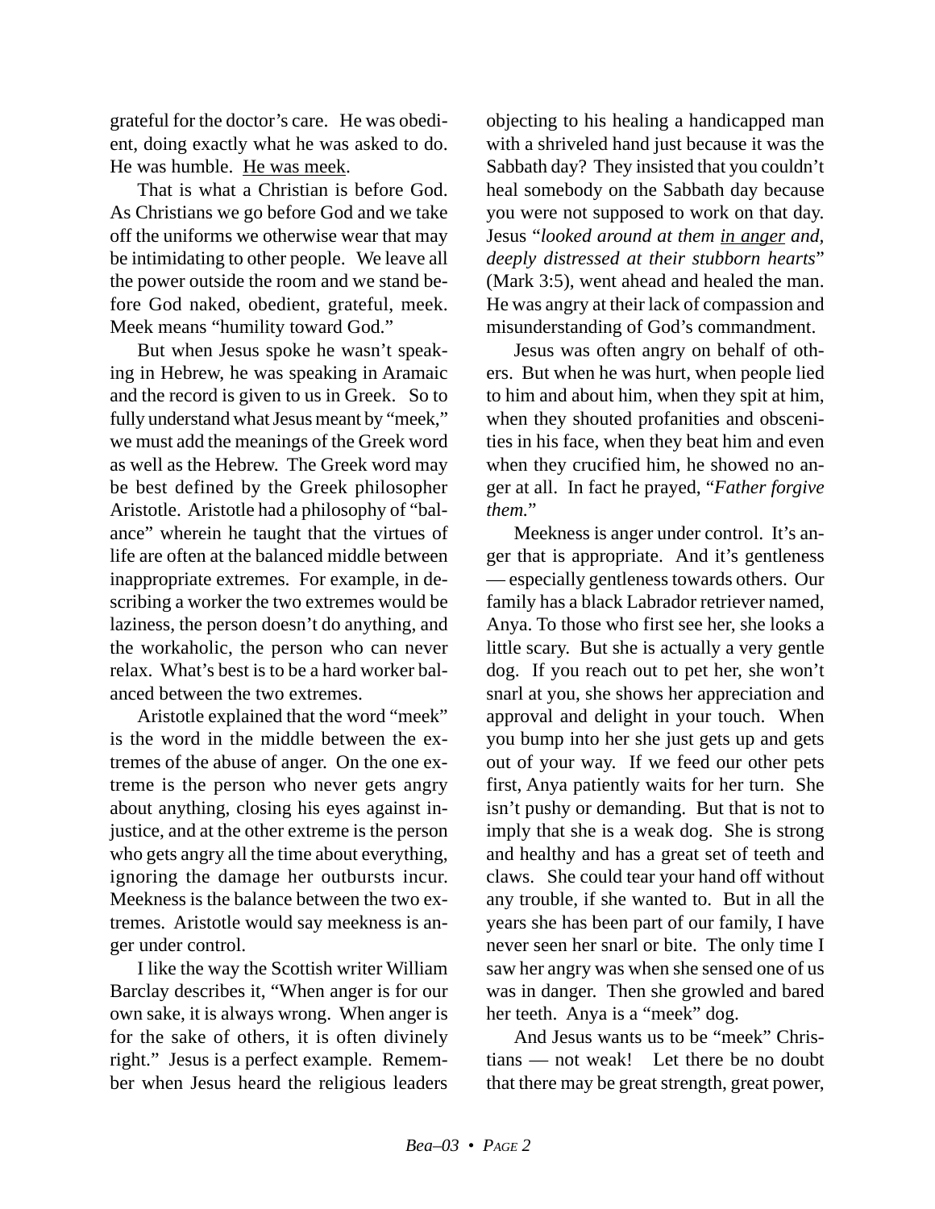grateful for the doctor's care. He was obedient, doing exactly what he was asked to do. He was humble. <u>He was meek</u>.

That is what a Christian is before God. As Christians we go before God and we take off the uniforms we otherwise wear that may be intimidating to other people. We leave all the power outside the room and we stand before God naked, obedient, grateful, meek. Meek means "humility toward God."

But when Jesus spoke he wasn't speaking in Hebrew, he was speaking in Aramaic and the record is given to us in Greek. So to fully understand what Jesus meant by "meek," we must add the meanings of the Greek word as well as the Hebrew. The Greek word may be best defined by the Greek philosopher Aristotle. Aristotle had a philosophy of "balance" wherein he taught that the virtues of life are often at the balanced middle between inappropriate extremes. For example, in describing a worker the two extremes would be laziness, the person doesn't do anything, and the workaholic, the person who can never relax. What's best is to be a hard worker balanced between the two extremes.

Aristotle explained that the word "meek" is the word in the middle between the extremes of the abuse of anger. On the one extreme is the person who never gets angry about anything, closing his eyes against injustice, and at the other extreme is the person who gets angry all the time about everything, ignoring the damage her outbursts incur. Meekness is the balance between the two extremes. Aristotle would say meekness is anger under control.

I like the way the Scottish writer William Barclay describes it, "When anger is for our own sake, it is always wrong. When anger is for the sake of others, it is often divinely right." Jesus is a perfect example. Remember when Jesus heard the religious leaders objecting to his healing a handicapped man with a shriveled hand just because it was the Sabbath day? They insisted that you couldn't heal somebody on the Sabbath day because you were not supposed to work on that day. Jesus "*looked around at them <u>in anger</u> and, deeply distressed at their stubborn hearts*" (Mark 3:5), went ahead and healed the man. He was angry at their lack of compassion and misunderstanding of God's commandment.

Jesus was often angry on behalf of others. But when he was hurt, when people lied to him and about him, when they spit at him, when they shouted profanities and obscenities in his face, when they beat him and even when they crucified him, he showed no anger at all. In fact he prayed, "*Father forgive them.*"

Meekness is anger under control. It's anger that is appropriate. And it's gentleness — especially gentleness towards others. Our family has a black Labrador retriever named, Anya. To those who first see her, she looks a little scary. But she is actually a very gentle dog. If you reach out to pet her, she won't snarl at you, she shows her appreciation and approval and delight in your touch. When you bump into her she just gets up and gets out of your way. If we feed our other pets first, Anya patiently waits for her turn. She isn't pushy or demanding. But that is not to imply that she is a weak dog. She is strong and healthy and has a great set of teeth and claws. She could tear your hand off without any trouble, if she wanted to. But in all the years she has been part of our family, I have never seen her snarl or bite. The only time I saw her angry was when she sensed one of us was in danger. Then she growled and bared her teeth. Anya is a "meek" dog.

And Jesus wants us to be "meek" Christians — not weak! Let there be no doubt that there may be great strength, great power,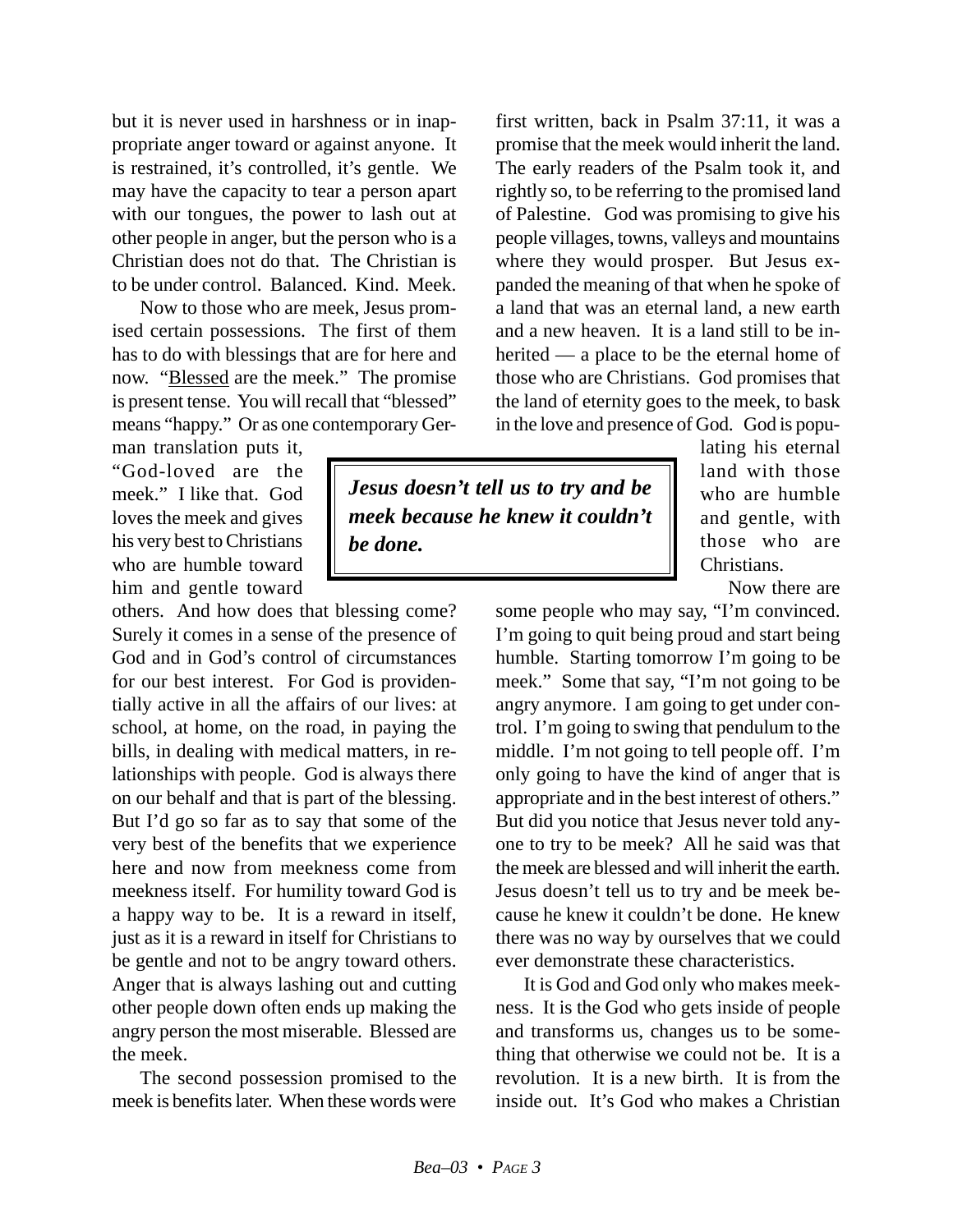but it is never used in harshness or in inappropriate anger toward or against anyone. It is restrained, it's controlled, it's gentle. We may have the capacity to tear a person apart with our tongues, the power to lash out at other people in anger, but the person who is a Christian does not do that. The Christian is to be under control. Balanced. Kind. Meek.

Now to those who are meek, Jesus promised certain possessions. The first of them has to do with blessings that are for here and now. "Blessed are the meek." The promise is present tense. You will recall that "blessed" means "happy." Or as one contemporary German translation puts it, "God-loved are the meek." I like that. God loves the meek and gives his very best to Christians who are humble toward him and gentle toward others. And how does that blessing come? Surely it comes in a sense of the presence of God and in God's control of circumstances for our best interest. For God is providentially active in all the affairs of our lives: at school, at home, on the road, in paying the bills, in dealing with medical matters, in relationships with people. God is always there on our behalf and that is part of the blessing. But I'd go so far as to say that some of the very best of the benefits that we experience here and now from meekness come from meekness itself. For humility toward God is a happy way to be. It is a reward in itself, just as it is a reward in itself for Christians to be gentle and not to be angry toward others. Anger that is always lashing out and cutting other people down often ends up making the angry person the most miserable. Blessed are the meek.

The second possession promised to the meek is benefits later. When these words were first written, back in Psalm 37:11, it was a promise that the meek would inherit the land. The early readers of the Psalm took it, and rightly so, to be referring to the promised land of Palestine. God was promising to give his people villages, towns, valleys and mountains where they would prosper. But Jesus expanded the meaning of that when he spoke of a land that was an eternal land, a new earth and a new heaven. It is a land still to be inherited — a place to be the eternal home of those who are Christians. God promises that the land of eternity goes to the meek, to bask in the love and presence of God. God is populating his eternal land with those who are humble and gentle, with those who are Christians.

> ***Jesus doesn't tell us to try and be meek because he knew it couldn't be done.***

Now there are some people who may say, "I'm convinced. I'm going to quit being proud and start being humble. Starting tomorrow I'm going to be meek." Some that say, "I'm not going to be angry anymore. I am going to get under control. I'm going to swing that pendulum to the middle. I'm not going to tell people off. I'm only going to have the kind of anger that is appropriate and in the best interest of others." But did you notice that Jesus never told anyone to try to be meek? All he said was that the meek are blessed and will inherit the earth. Jesus doesn't tell us to try and be meek because he knew it couldn't be done. He knew there was no way by ourselves that we could ever demonstrate these characteristics.

It is God and God only who makes meekness. It is the God who gets inside of people and transforms us, changes us to be something that otherwise we could not be. It is a revolution. It is a new birth. It is from the inside out. It's God who makes a Christian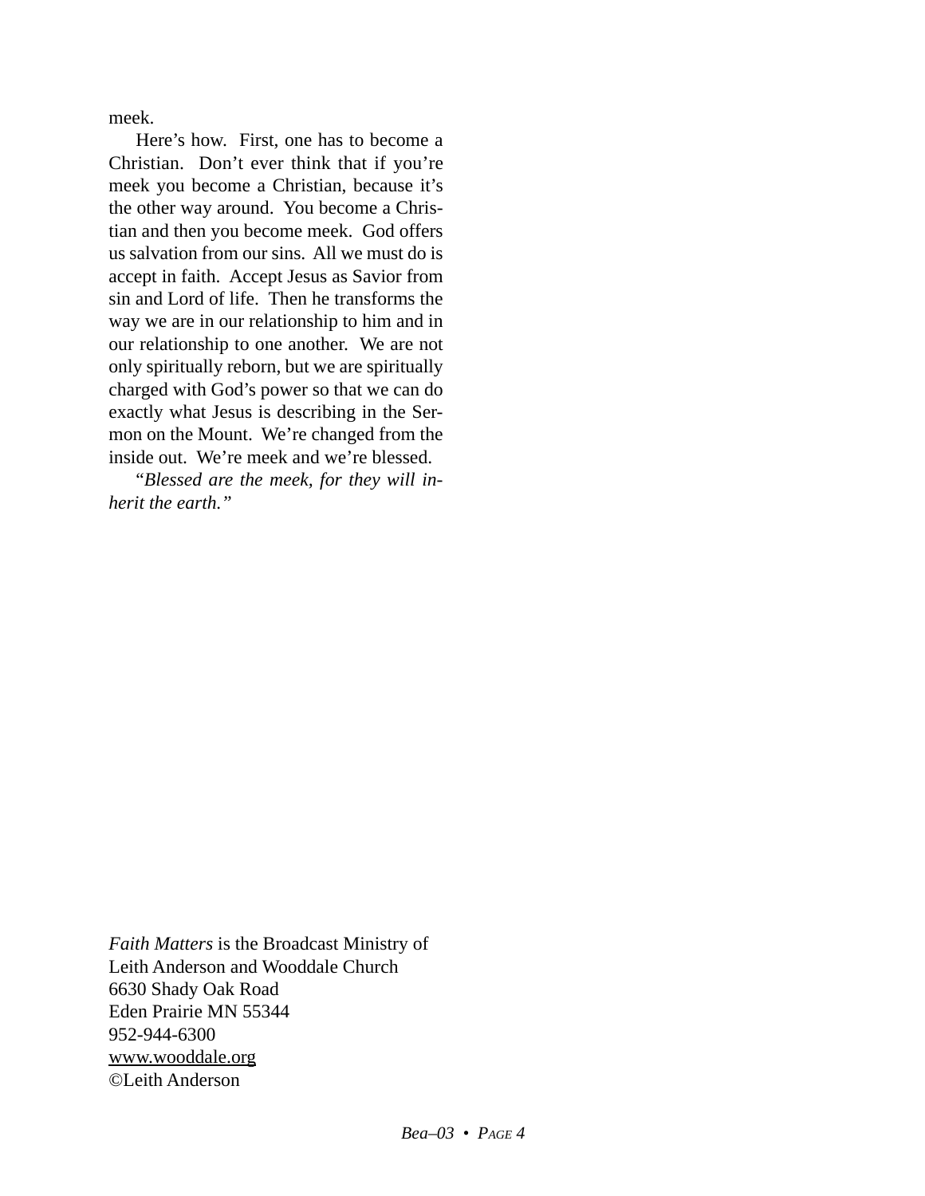meek.

Here's how. First, one has to become a Christian. Don't ever think that if you're meek you become a Christian, because it's the other way around. You become a Christian and then you become meek. God offers us salvation from our sins. All we must do is accept in faith. Accept Jesus as Savior from sin and Lord of life. Then he transforms the way we are in our relationship to him and in our relationship to one another. We are not only spiritually reborn, but we are spiritually charged with God's power so that we can do exactly what Jesus is describing in the Sermon on the Mount. We're changed from the inside out. We're meek and we're blessed.

*"Blessed are the meek, for they will inherit the earth."*

*Faith Matters* is the Broadcast Ministry of
Leith Anderson and Wooddale Church
6630 Shady Oak Road
Eden Prairie MN 55344
952-944-6300
www.wooddale.org
©Leith Anderson